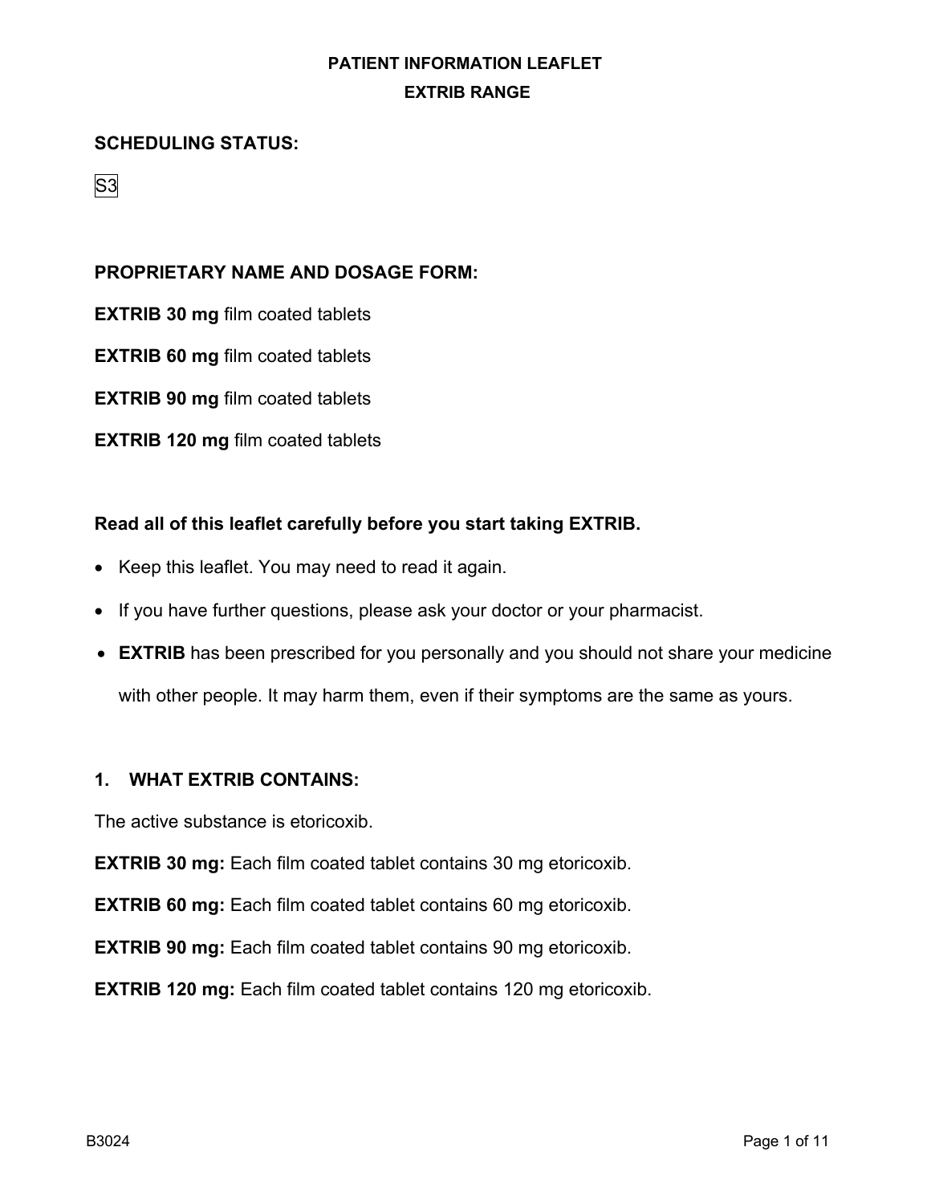# PATIENT INFORMATION LEAFLET

## EXTRIB RANGE

**SCHEDULING STATUS:**

S3

**PROPRIETARY NAME AND DOSAGE FORM:**

**EXTRIB 30 mg** film coated tablets

**EXTRIB 60 mg** film coated tablets

**EXTRIB 90 mg** film coated tablets

**EXTRIB 120 mg** film coated tablets

**Read all of this leaflet carefully before you start taking EXTRIB.**

- Keep this leaflet. You may need to read it again.
- If you have further questions, please ask your doctor or your pharmacist.
- **EXTRIB** has been prescribed for you personally and you should not share your medicine with other people. It may harm them, even if their symptoms are the same as yours.

## 1. WHAT EXTRIB CONTAINS:

The active substance is etoricoxib.

**EXTRIB 30 mg:** Each film coated tablet contains 30 mg etoricoxib.

**EXTRIB 60 mg:** Each film coated tablet contains 60 mg etoricoxib.

**EXTRIB 90 mg:** Each film coated tablet contains 90 mg etoricoxib.

**EXTRIB 120 mg:** Each film coated tablet contains 120 mg etoricoxib.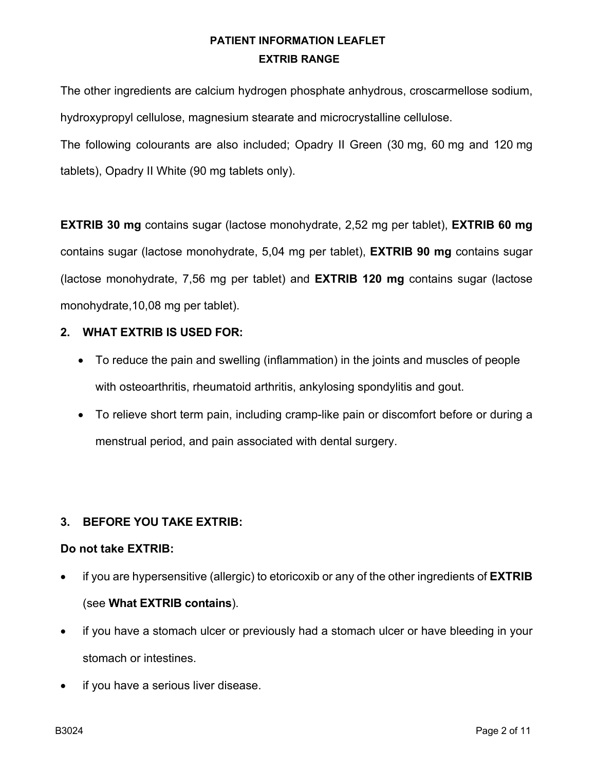The other ingredients are calcium hydrogen phosphate anhydrous, croscarmellose sodium, hydroxypropyl cellulose, magnesium stearate and microcrystalline cellulose.

The following colourants are also included; Opadry II Green (30 mg, 60 mg and 120 mg tablets), Opadry II White (90 mg tablets only).

**EXTRIB 30 mg** contains sugar (lactose monohydrate, 2,52 mg per tablet), **EXTRIB 60 mg** contains sugar (lactose monohydrate, 5,04 mg per tablet), **EXTRIB 90 mg** contains sugar (lactose monohydrate, 7,56 mg per tablet) and **EXTRIB 120 mg** contains sugar (lactose monohydrate,10,08 mg per tablet).

## 2. WHAT EXTRIB IS USED FOR:

- To reduce the pain and swelling (inflammation) in the joints and muscles of people with osteoarthritis, rheumatoid arthritis, ankylosing spondylitis and gout.
- To relieve short term pain, including cramp-like pain or discomfort before or during a menstrual period, and pain associated with dental surgery.

## 3. BEFORE YOU TAKE EXTRIB:

**Do not take EXTRIB:**

- if you are hypersensitive (allergic) to etoricoxib or any of the other ingredients of **EXTRIB** (see **What EXTRIB contains**).
- if you have a stomach ulcer or previously had a stomach ulcer or have bleeding in your stomach or intestines.
- if you have a serious liver disease.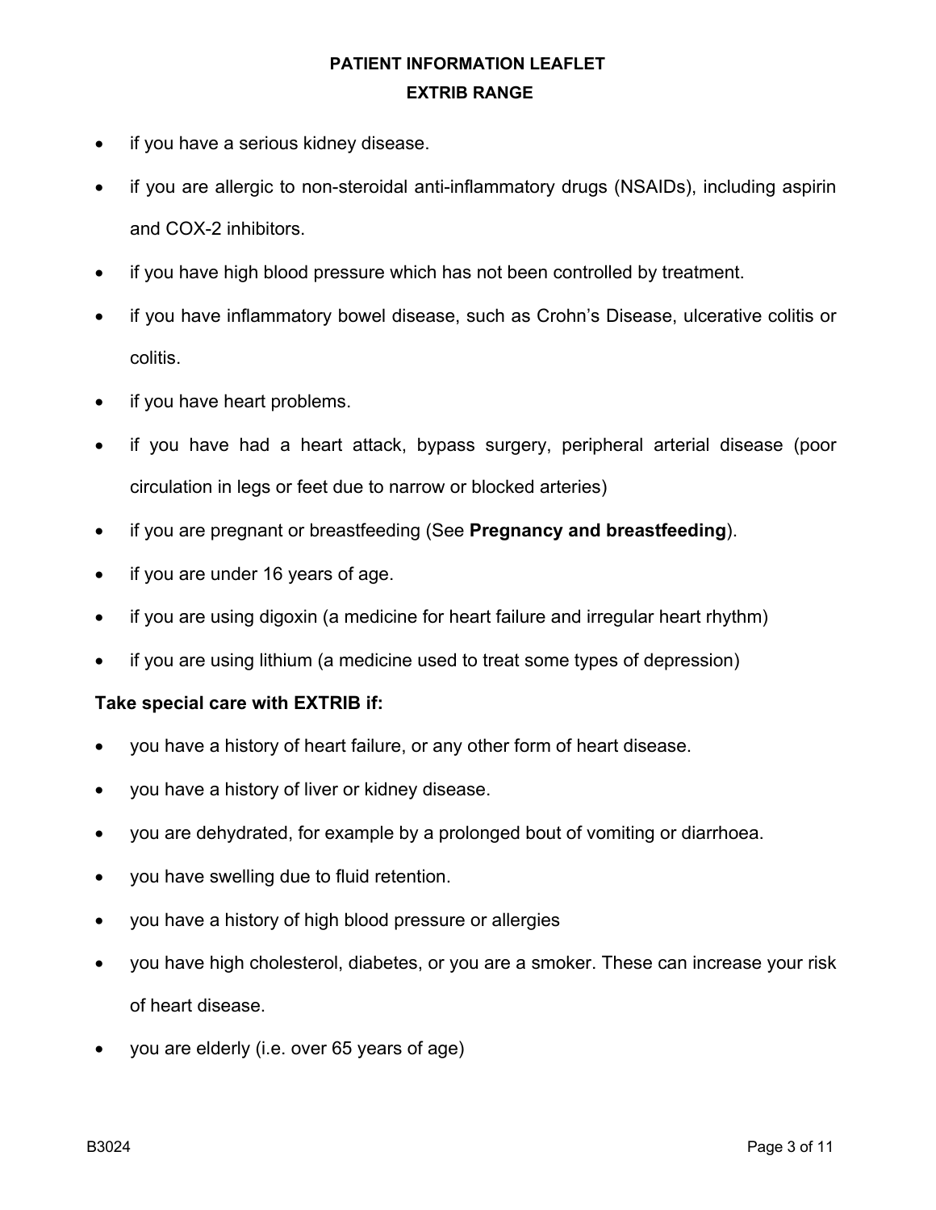- if you have a serious kidney disease.
- if you are allergic to non-steroidal anti-inflammatory drugs (NSAIDs), including aspirin and COX-2 inhibitors.
- if you have high blood pressure which has not been controlled by treatment.
- if you have inflammatory bowel disease, such as Crohn's Disease, ulcerative colitis or colitis.
- if you have heart problems.
- if you have had a heart attack, bypass surgery, peripheral arterial disease (poor circulation in legs or feet due to narrow or blocked arteries)
- if you are pregnant or breastfeeding (See **Pregnancy and breastfeeding**).
- if you are under 16 years of age.
- if you are using digoxin (a medicine for heart failure and irregular heart rhythm)
- if you are using lithium (a medicine used to treat some types of depression)

**Take special care with EXTRIB if:**

- you have a history of heart failure, or any other form of heart disease.
- you have a history of liver or kidney disease.
- you are dehydrated, for example by a prolonged bout of vomiting or diarrhoea.
- you have swelling due to fluid retention.
- you have a history of high blood pressure or allergies
- you have high cholesterol, diabetes, or you are a smoker. These can increase your risk of heart disease.
- you are elderly (i.e. over 65 years of age)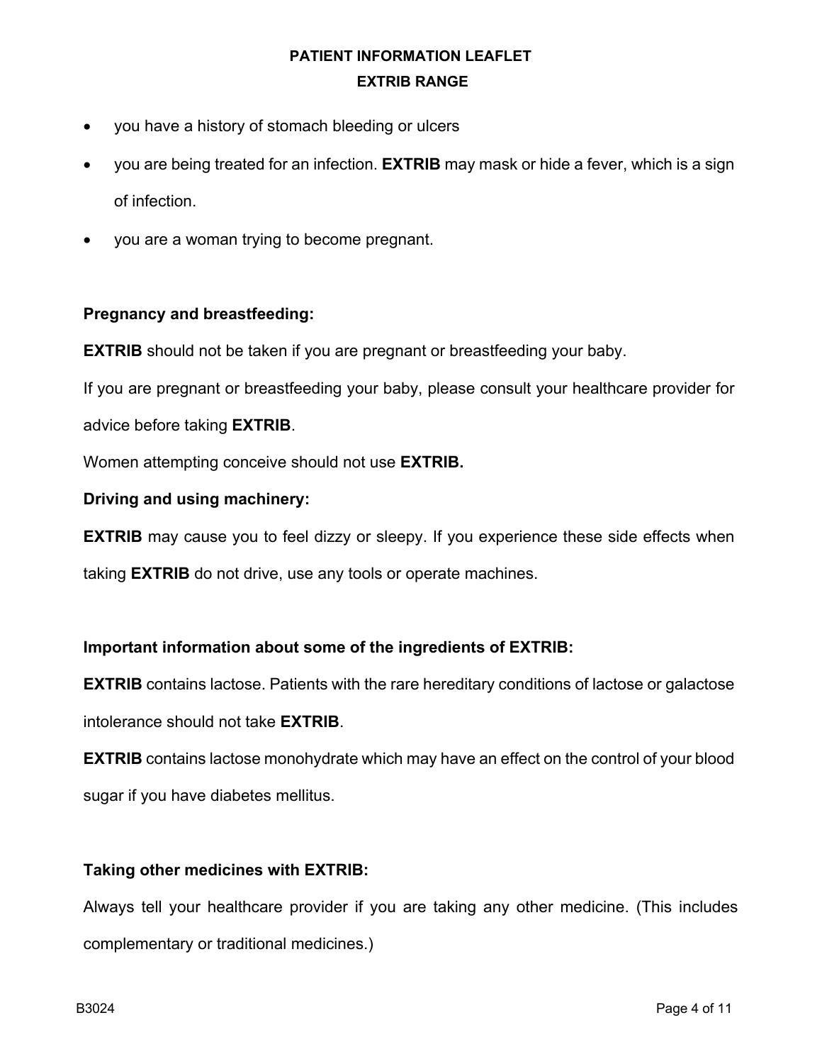- you have a history of stomach bleeding or ulcers
- you are being treated for an infection. **EXTRIB** may mask or hide a fever, which is a sign of infection.
- you are a woman trying to become pregnant.

**Pregnancy and breastfeeding:**

**EXTRIB** should not be taken if you are pregnant or breastfeeding your baby.

If you are pregnant or breastfeeding your baby, please consult your healthcare provider for advice before taking **EXTRIB**.

Women attempting conceive should not use **EXTRIB.**

**Driving and using machinery:**

**EXTRIB** may cause you to feel dizzy or sleepy. If you experience these side effects when taking **EXTRIB** do not drive, use any tools or operate machines.

**Important information about some of the ingredients of EXTRIB:**

**EXTRIB** contains lactose. Patients with the rare hereditary conditions of lactose or galactose intolerance should not take **EXTRIB**.

**EXTRIB** contains lactose monohydrate which may have an effect on the control of your blood sugar if you have diabetes mellitus.

**Taking other medicines with EXTRIB:**

Always tell your healthcare provider if you are taking any other medicine. (This includes complementary or traditional medicines.)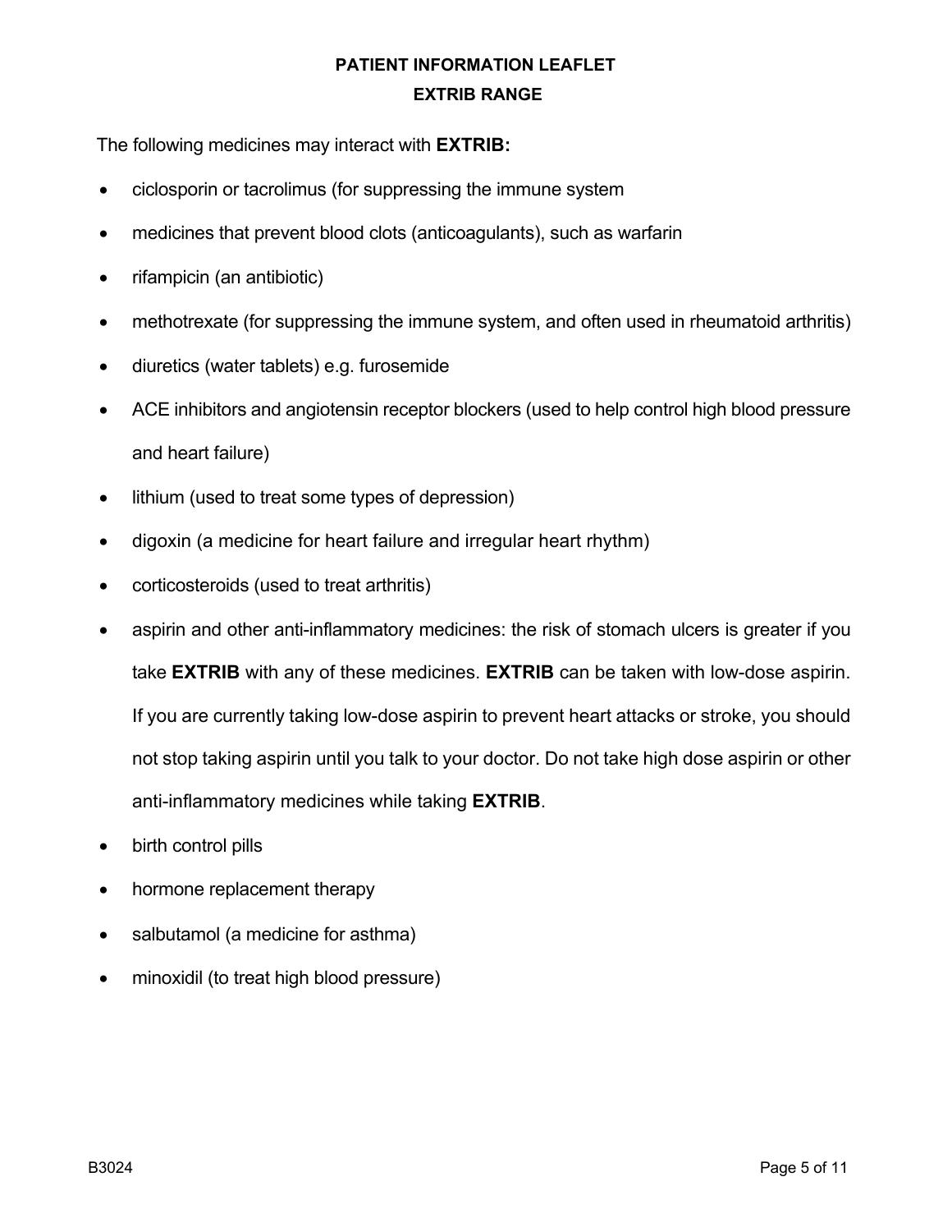The following medicines may interact with **EXTRIB:**

- ciclosporin or tacrolimus (for suppressing the immune system
- medicines that prevent blood clots (anticoagulants), such as warfarin
- rifampicin (an antibiotic)
- methotrexate (for suppressing the immune system, and often used in rheumatoid arthritis)
- diuretics (water tablets) e.g. furosemide
- ACE inhibitors and angiotensin receptor blockers (used to help control high blood pressure and heart failure)
- lithium (used to treat some types of depression)
- digoxin (a medicine for heart failure and irregular heart rhythm)
- corticosteroids (used to treat arthritis)
- aspirin and other anti-inflammatory medicines: the risk of stomach ulcers is greater if you take **EXTRIB** with any of these medicines. **EXTRIB** can be taken with low-dose aspirin. If you are currently taking low-dose aspirin to prevent heart attacks or stroke, you should not stop taking aspirin until you talk to your doctor. Do not take high dose aspirin or other anti-inflammatory medicines while taking **EXTRIB**.
- birth control pills
- hormone replacement therapy
- salbutamol (a medicine for asthma)
- minoxidil (to treat high blood pressure)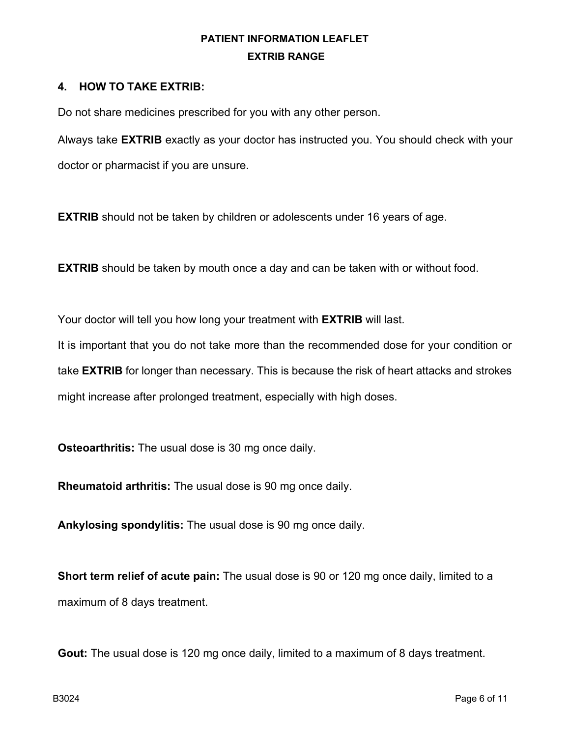## 4. HOW TO TAKE EXTRIB:

Do not share medicines prescribed for you with any other person.

Always take **EXTRIB** exactly as your doctor has instructed you. You should check with your doctor or pharmacist if you are unsure.

**EXTRIB** should not be taken by children or adolescents under 16 years of age.

**EXTRIB** should be taken by mouth once a day and can be taken with or without food.

Your doctor will tell you how long your treatment with **EXTRIB** will last.

It is important that you do not take more than the recommended dose for your condition or take **EXTRIB** for longer than necessary. This is because the risk of heart attacks and strokes might increase after prolonged treatment, especially with high doses.

**Osteoarthritis:** The usual dose is 30 mg once daily.

**Rheumatoid arthritis:** The usual dose is 90 mg once daily.

**Ankylosing spondylitis:** The usual dose is 90 mg once daily.

**Short term relief of acute pain:** The usual dose is 90 or 120 mg once daily, limited to a maximum of 8 days treatment.

**Gout:** The usual dose is 120 mg once daily, limited to a maximum of 8 days treatment.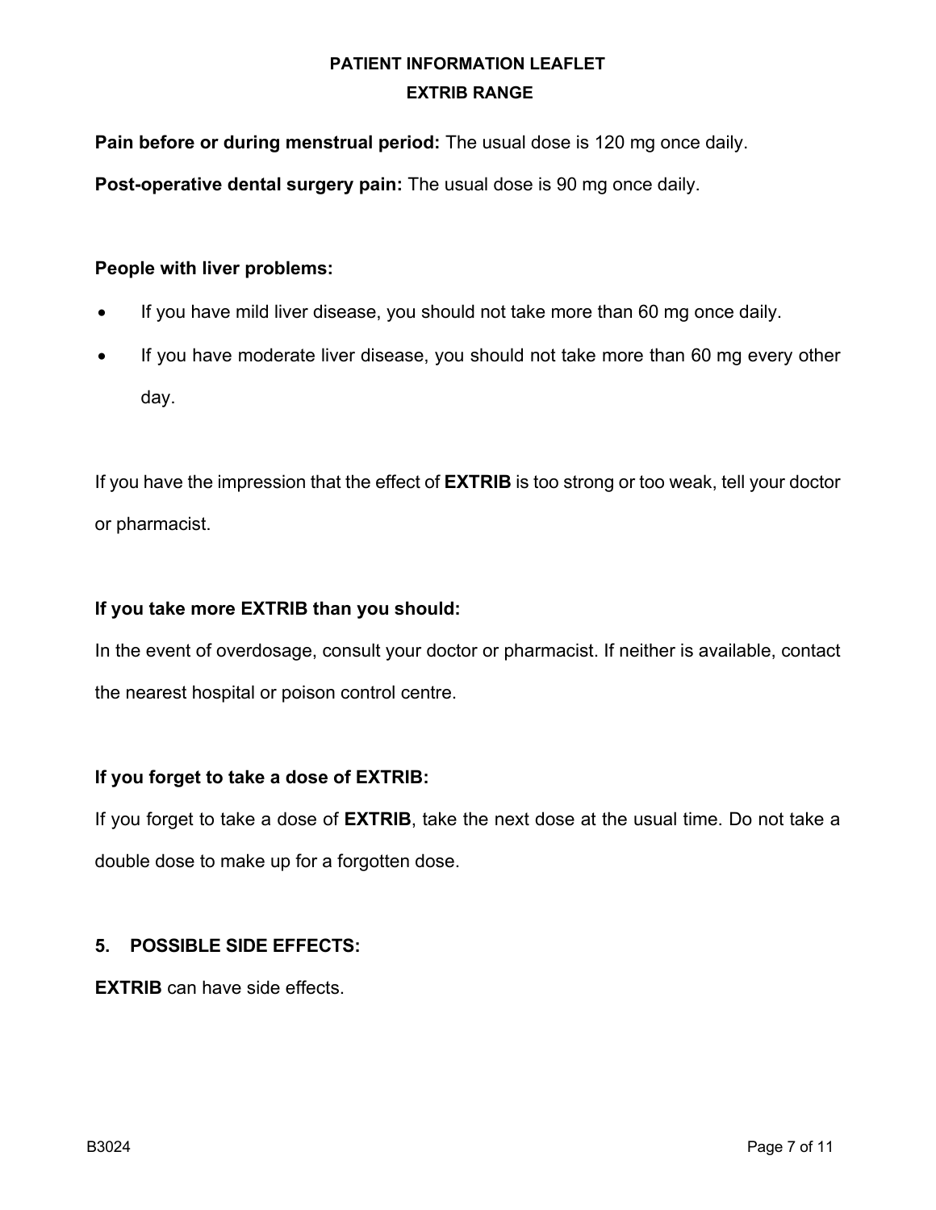**Pain before or during menstrual period:** The usual dose is 120 mg once daily.

**Post-operative dental surgery pain:** The usual dose is 90 mg once daily.

**People with liver problems:**

- If you have mild liver disease, you should not take more than 60 mg once daily.
- If you have moderate liver disease, you should not take more than 60 mg every other day.

If you have the impression that the effect of **EXTRIB** is too strong or too weak, tell your doctor or pharmacist.

**If you take more EXTRIB than you should:**

In the event of overdosage, consult your doctor or pharmacist. If neither is available, contact the nearest hospital or poison control centre.

**If you forget to take a dose of EXTRIB:**

If you forget to take a dose of **EXTRIB**, take the next dose at the usual time. Do not take a double dose to make up for a forgotten dose.

## 5. POSSIBLE SIDE EFFECTS:

**EXTRIB** can have side effects.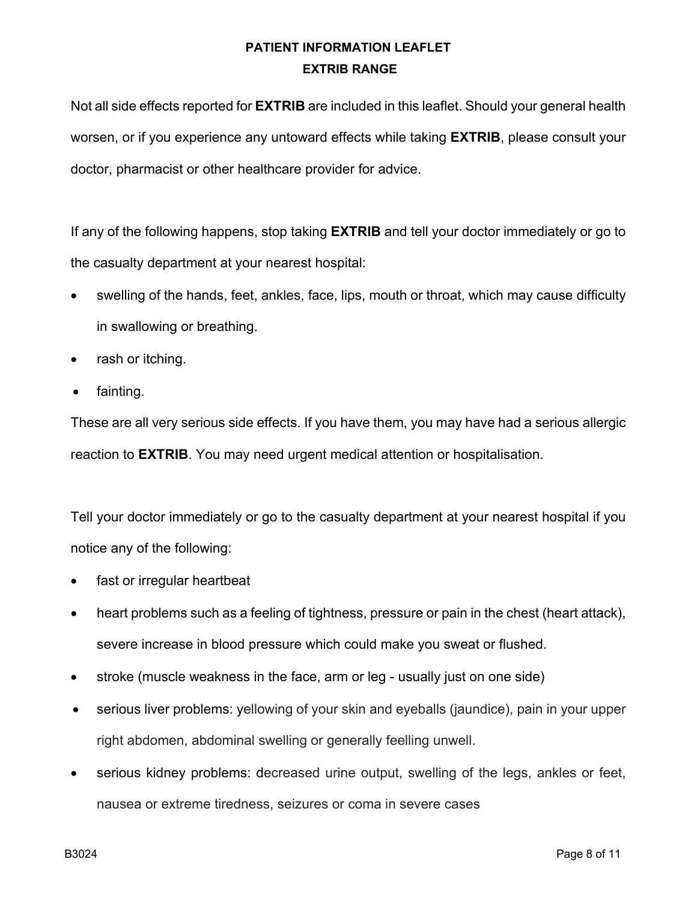Not all side effects reported for **EXTRIB** are included in this leaflet. Should your general health worsen, or if you experience any untoward effects while taking **EXTRIB**, please consult your doctor, pharmacist or other healthcare provider for advice.

If any of the following happens, stop taking **EXTRIB** and tell your doctor immediately or go to the casualty department at your nearest hospital:

- swelling of the hands, feet, ankles, face, lips, mouth or throat, which may cause difficulty in swallowing or breathing.
- rash or itching.
- fainting.

These are all very serious side effects. If you have them, you may have had a serious allergic reaction to **EXTRIB**. You may need urgent medical attention or hospitalisation.

Tell your doctor immediately or go to the casualty department at your nearest hospital if you notice any of the following:

- fast or irregular heartbeat
- heart problems such as a feeling of tightness, pressure or pain in the chest (heart attack), severe increase in blood pressure which could make you sweat or flushed.
- stroke (muscle weakness in the face, arm or leg - usually just on one side)
- serious liver problems: yellowing of your skin and eyeballs (jaundice), pain in your upper right abdomen, abdominal swelling or generally feelling unwell.
- serious kidney problems: decreased urine output, swelling of the legs, ankles or feet, nausea or extreme tiredness, seizures or coma in severe cases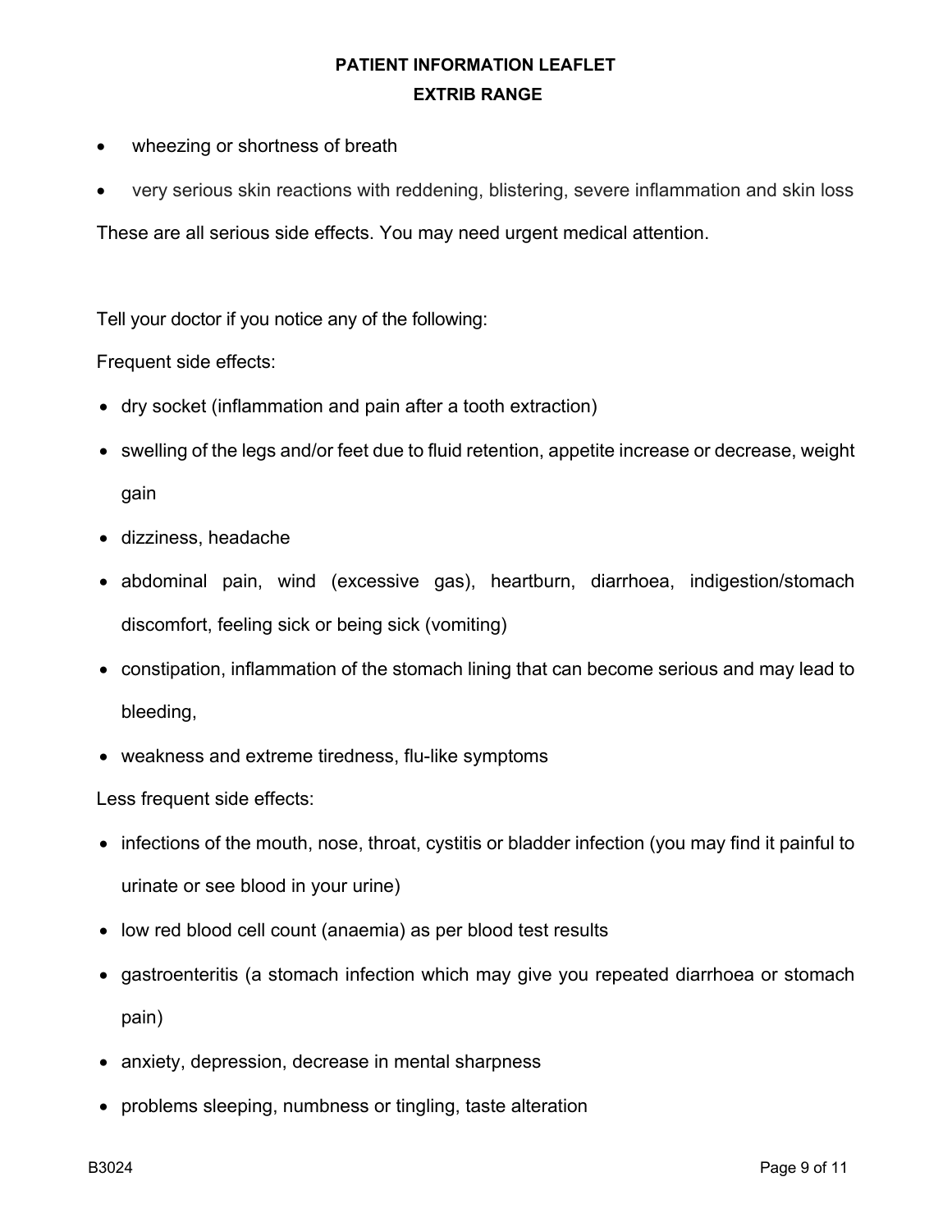- wheezing or shortness of breath
- very serious skin reactions with reddening, blistering, severe inflammation and skin loss

These are all serious side effects. You may need urgent medical attention.

Tell your doctor if you notice any of the following:

Frequent side effects:

- dry socket (inflammation and pain after a tooth extraction)
- swelling of the legs and/or feet due to fluid retention, appetite increase or decrease, weight gain
- dizziness, headache
- abdominal pain, wind (excessive gas), heartburn, diarrhoea, indigestion/stomach discomfort, feeling sick or being sick (vomiting)
- constipation, inflammation of the stomach lining that can become serious and may lead to bleeding,
- weakness and extreme tiredness, flu-like symptoms

Less frequent side effects:

- infections of the mouth, nose, throat, cystitis or bladder infection (you may find it painful to urinate or see blood in your urine)
- low red blood cell count (anaemia) as per blood test results
- gastroenteritis (a stomach infection which may give you repeated diarrhoea or stomach pain)
- anxiety, depression, decrease in mental sharpness
- problems sleeping, numbness or tingling, taste alteration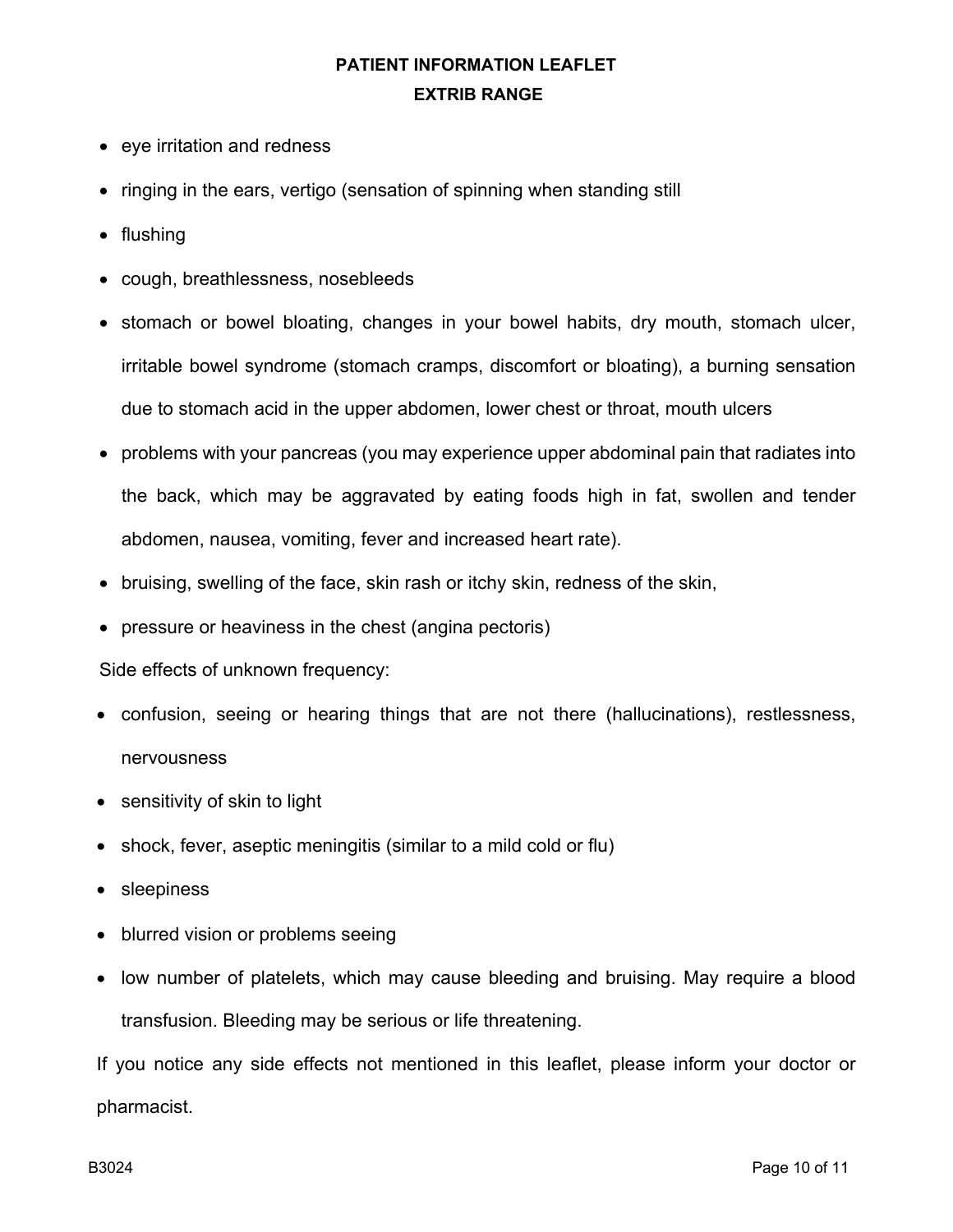- eye irritation and redness
- ringing in the ears, vertigo (sensation of spinning when standing still
- flushing
- cough, breathlessness, nosebleeds
- stomach or bowel bloating, changes in your bowel habits, dry mouth, stomach ulcer, irritable bowel syndrome (stomach cramps, discomfort or bloating), a burning sensation due to stomach acid in the upper abdomen, lower chest or throat, mouth ulcers
- problems with your pancreas (you may experience upper abdominal pain that radiates into the back, which may be aggravated by eating foods high in fat, swollen and tender abdomen, nausea, vomiting, fever and increased heart rate).
- bruising, swelling of the face, skin rash or itchy skin, redness of the skin,
- pressure or heaviness in the chest (angina pectoris)

Side effects of unknown frequency:

- confusion, seeing or hearing things that are not there (hallucinations), restlessness, nervousness
- sensitivity of skin to light
- shock, fever, aseptic meningitis (similar to a mild cold or flu)
- sleepiness
- blurred vision or problems seeing
- low number of platelets, which may cause bleeding and bruising. May require a blood transfusion. Bleeding may be serious or life threatening.

If you notice any side effects not mentioned in this leaflet, please inform your doctor or pharmacist.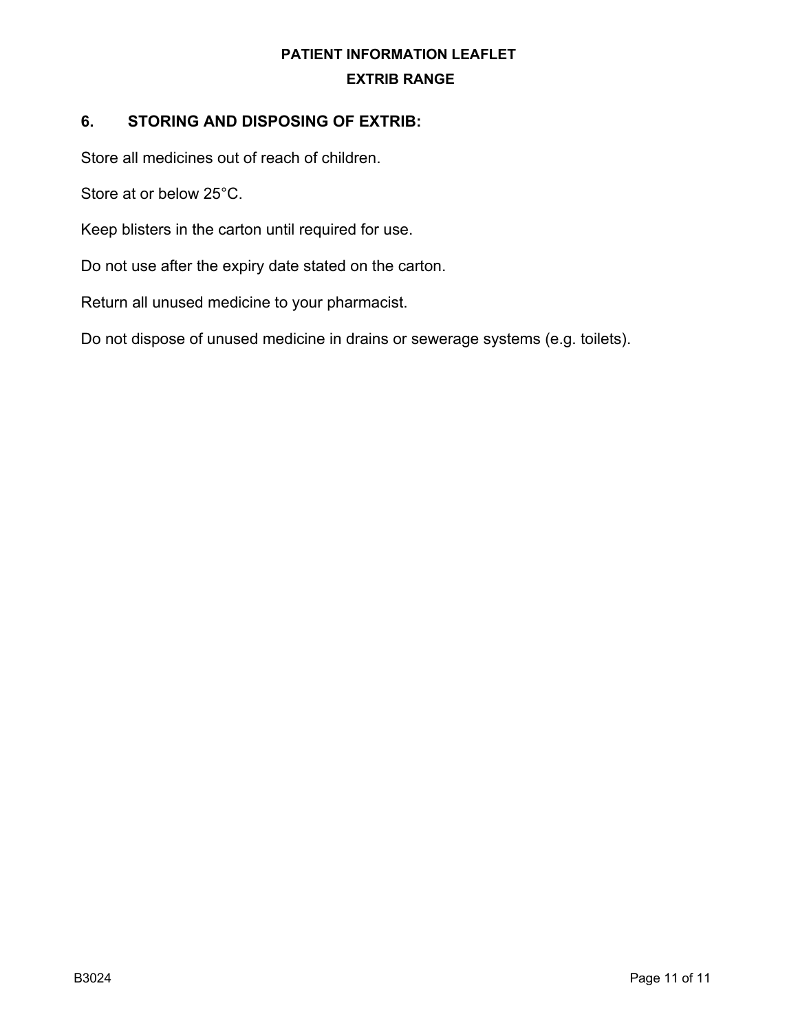## 6. STORING AND DISPOSING OF EXTRIB:

Store all medicines out of reach of children.

Store at or below 25°C.

Keep blisters in the carton until required for use.

Do not use after the expiry date stated on the carton.

Return all unused medicine to your pharmacist.

Do not dispose of unused medicine in drains or sewerage systems (e.g. toilets).